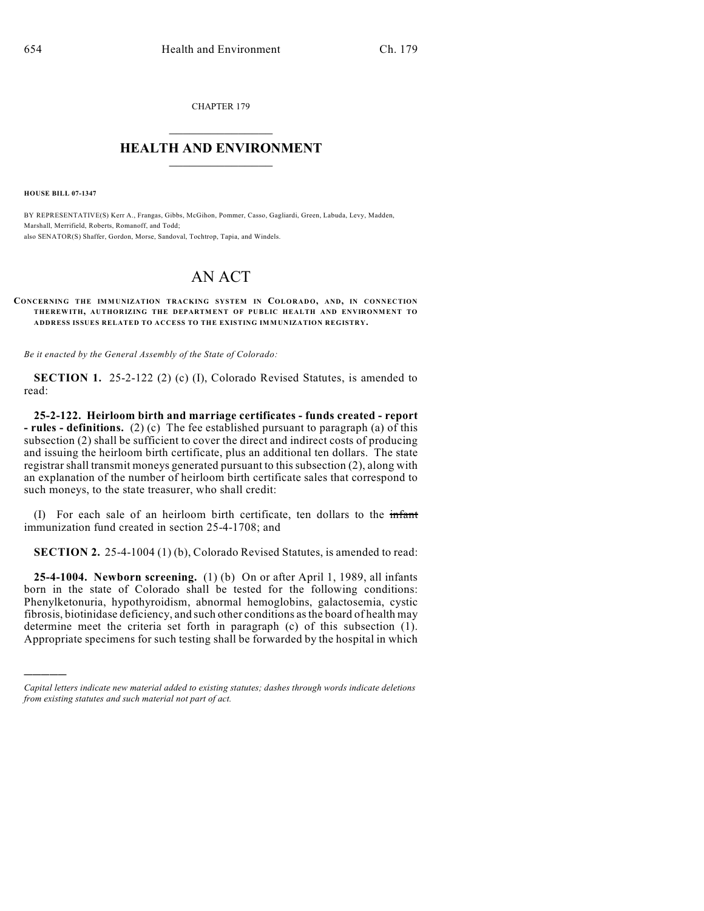CHAPTER 179

# HEALTH AND ENVIRONMENT

**HOUSE BILL 07-1347**

BY REPRESENTATIVE(S) Kerr A., Frangas, Gibbs, McGihon, Pommer, Casso, Gagliardi, Green, Labuda, Levy, Madden, Marshall, Merrifield, Roberts, Romanoff, and Todd;
also SENATOR(S) Shaffer, Gordon, Morse, Sandoval, Tochtrop, Tapia, and Windels.

# AN ACT

**CONCERNING THE IMMUNIZATION TRACKING SYSTEM IN COLORADO, AND, IN CONNECTION THEREWITH, AUTHORIZING THE DEPARTMENT OF PUBLIC HEALTH AND ENVIRONMENT TO ADDRESS ISSUES RELATED TO ACCESS TO THE EXISTING IMMUNIZATION REGISTRY.**

*Be it enacted by the General Assembly of the State of Colorado:*

**SECTION 1.** 25-2-122 (2) (c) (I), Colorado Revised Statutes, is amended to read:

**25-2-122. Heirloom birth and marriage certificates - funds created - report - rules - definitions.** (2) (c) The fee established pursuant to paragraph (a) of this subsection (2) shall be sufficient to cover the direct and indirect costs of producing and issuing the heirloom birth certificate, plus an additional ten dollars. The state registrar shall transmit moneys generated pursuant to this subsection (2), along with an explanation of the number of heirloom birth certificate sales that correspond to such moneys, to the state treasurer, who shall credit:

(I) For each sale of an heirloom birth certificate, ten dollars to the ~~infant~~ immunization fund created in section 25-4-1708; and

**SECTION 2.** 25-4-1004 (1) (b), Colorado Revised Statutes, is amended to read:

**25-4-1004. Newborn screening.** (1) (b) On or after April 1, 1989, all infants born in the state of Colorado shall be tested for the following conditions: Phenylketonuria, hypothyroidism, abnormal hemoglobins, galactosemia, cystic fibrosis, biotinidase deficiency, and such other conditions as the board of health may determine meet the criteria set forth in paragraph (c) of this subsection (1). Appropriate specimens for such testing shall be forwarded by the hospital in which

---

*Capital letters indicate new material added to existing statutes; dashes through words indicate deletions from existing statutes and such material not part of act.*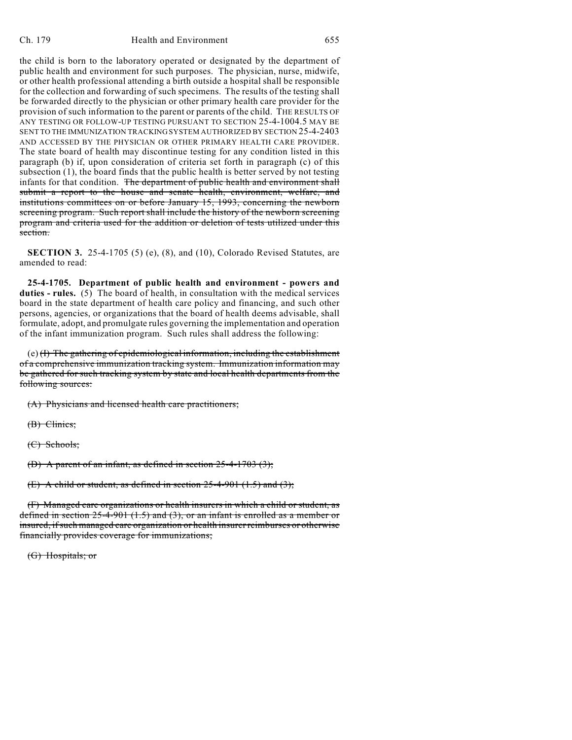the child is born to the laboratory operated or designated by the department of public health and environment for such purposes. The physician, nurse, midwife, or other health professional attending a birth outside a hospital shall be responsible for the collection and forwarding of such specimens. The results of the testing shall be forwarded directly to the physician or other primary health care provider for the provision of such information to the parent or parents of the child. THE RESULTS OF ANY TESTING OR FOLLOW-UP TESTING PURSUANT TO SECTION 25-4-1004.5 MAY BE SENT TO THE IMMUNIZATION TRACKING SYSTEM AUTHORIZED BY SECTION 25-4-2403 AND ACCESSED BY THE PHYSICIAN OR OTHER PRIMARY HEALTH CARE PROVIDER. The state board of health may discontinue testing for any condition listed in this paragraph (b) if, upon consideration of criteria set forth in paragraph (c) of this subsection (1), the board finds that the public health is better served by not testing infants for that condition. ~~The department of public health and environment shall submit a report to the house and senate health, environment, welfare, and institutions committees on or before January 15, 1993, concerning the newborn screening program. Such report shall include the history of the newborn screening program and criteria used for the addition or deletion of tests utilized under this section.~~

**SECTION 3.** 25-4-1705 (5) (e), (8), and (10), Colorado Revised Statutes, are amended to read:

**25-4-1705. Department of public health and environment - powers and duties - rules.** (5) The board of health, in consultation with the medical services board in the state department of health care policy and financing, and such other persons, agencies, or organizations that the board of health deems advisable, shall formulate, adopt, and promulgate rules governing the implementation and operation of the infant immunization program. Such rules shall address the following:

(e) ~~(I) The gathering of epidemiological information, including the establishment of a comprehensive immunization tracking system. Immunization information may be gathered for such tracking system by state and local health departments from the following sources:~~

~~(A) Physicians and licensed health care practitioners;~~

~~(B) Clinics;~~

~~(C) Schools;~~

~~(D) A parent of an infant, as defined in section 25-4-1703 (3);~~

~~(E) A child or student, as defined in section 25-4-901 (1.5) and (3);~~

~~(F) Managed care organizations or health insurers in which a child or student, as defined in section 25-4-901 (1.5) and (3), or an infant is enrolled as a member or insured, if such managed care organization or health insurer reimburses or otherwise financially provides coverage for immunizations;~~

~~(G) Hospitals; or~~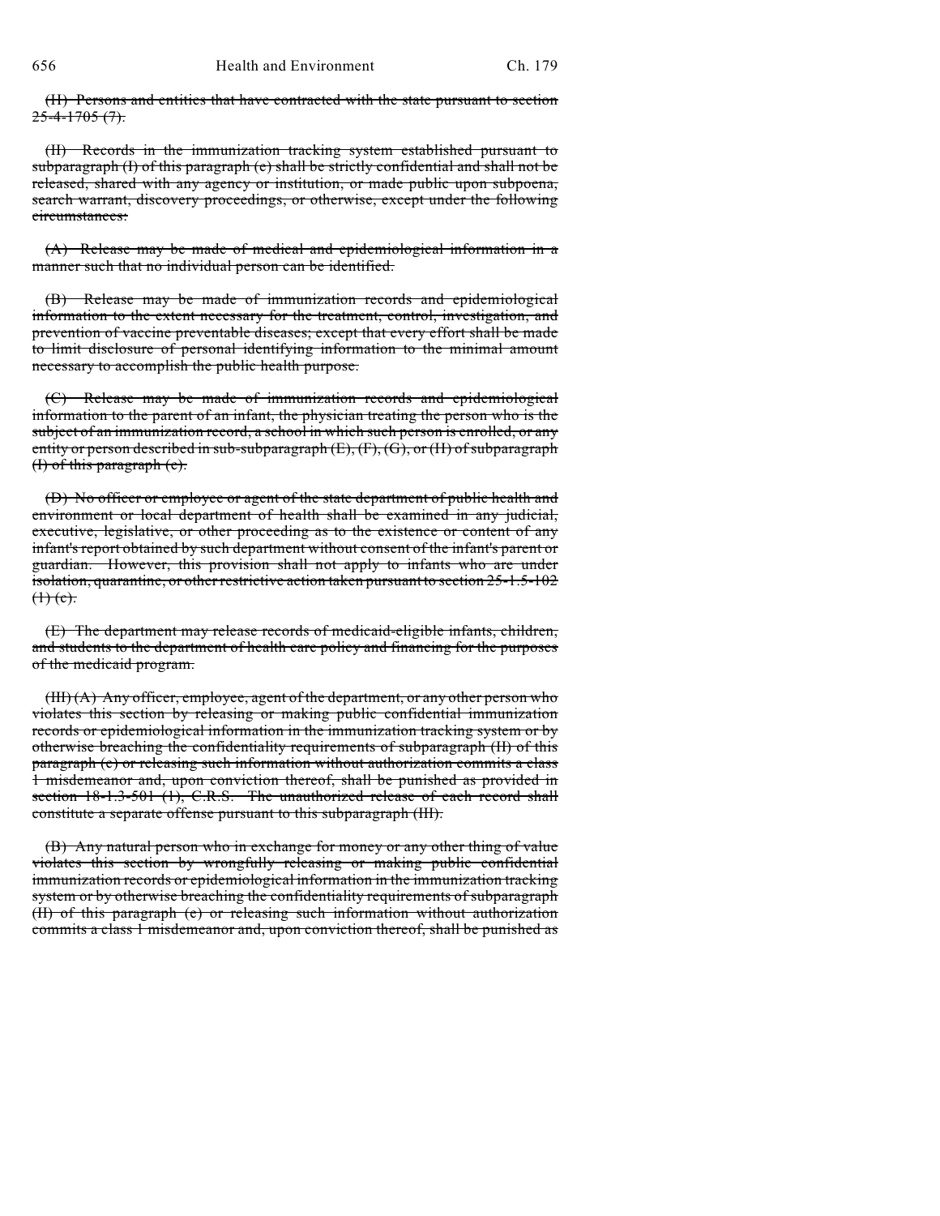~~(H) Persons and entities that have contracted with the state pursuant to section 25-4-1705 (7).~~

~~(II) Records in the immunization tracking system established pursuant to subparagraph (I) of this paragraph (e) shall be strictly confidential and shall not be released, shared with any agency or institution, or made public upon subpoena, search warrant, discovery proceedings, or otherwise, except under the following circumstances:~~

~~(A) Release may be made of medical and epidemiological information in a manner such that no individual person can be identified.~~

~~(B) Release may be made of immunization records and epidemiological information to the extent necessary for the treatment, control, investigation, and prevention of vaccine preventable diseases; except that every effort shall be made to limit disclosure of personal identifying information to the minimal amount necessary to accomplish the public health purpose.~~

~~(C) Release may be made of immunization records and epidemiological information to the parent of an infant, the physician treating the person who is the subject of an immunization record, a school in which such person is enrolled, or any entity or person described in sub-subparagraph (E), (F), (G), or (H) of subparagraph (I) of this paragraph (e).~~

~~(D) No officer or employee or agent of the state department of public health and environment or local department of health shall be examined in any judicial, executive, legislative, or other proceeding as to the existence or content of any infant's report obtained by such department without consent of the infant's parent or guardian. However, this provision shall not apply to infants who are under isolation, quarantine, or other restrictive action taken pursuant to section 25-1.5-102 (1) (c).~~

~~(E) The department may release records of medicaid-eligible infants, children, and students to the department of health care policy and financing for the purposes of the medicaid program.~~

~~(III) (A) Any officer, employee, agent of the department, or any other person who violates this section by releasing or making public confidential immunization records or epidemiological information in the immunization tracking system or by otherwise breaching the confidentiality requirements of subparagraph (II) of this paragraph (e) or releasing such information without authorization commits a class 1 misdemeanor and, upon conviction thereof, shall be punished as provided in section 18-1.3-501 (1), C.R.S. The unauthorized release of each record shall constitute a separate offense pursuant to this subparagraph (III).~~

~~(B) Any natural person who in exchange for money or any other thing of value violates this section by wrongfully releasing or making public confidential immunization records or epidemiological information in the immunization tracking system or by otherwise breaching the confidentiality requirements of subparagraph (II) of this paragraph (e) or releasing such information without authorization commits a class 1 misdemeanor and, upon conviction thereof, shall be punished as~~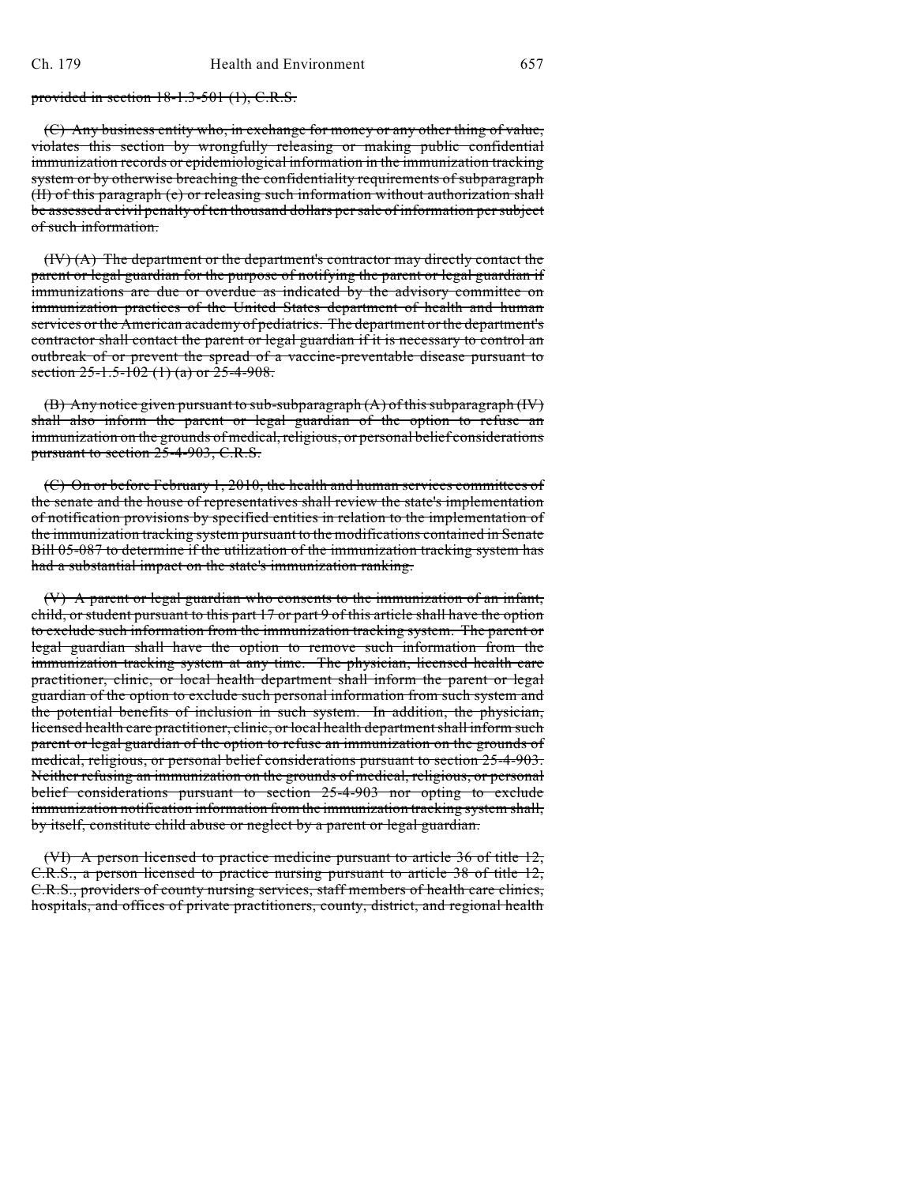~~provided in section 18-1.3-501 (1), C.R.S.~~

~~(C) Any business entity who, in exchange for money or any other thing of value, violates this section by wrongfully releasing or making public confidential immunization records or epidemiological information in the immunization tracking system or by otherwise breaching the confidentiality requirements of subparagraph (II) of this paragraph (e) or releasing such information without authorization shall be assessed a civil penalty of ten thousand dollars per sale of information per subject of such information.~~

~~(IV) (A) The department or the department's contractor may directly contact the parent or legal guardian for the purpose of notifying the parent or legal guardian if immunizations are due or overdue as indicated by the advisory committee on immunization practices of the United States department of health and human services or the American academy of pediatrics. The department or the department's contractor shall contact the parent or legal guardian if it is necessary to control an outbreak of or prevent the spread of a vaccine-preventable disease pursuant to section 25-1.5-102 (1) (a) or 25-4-908.~~

~~(B) Any notice given pursuant to sub-subparagraph (A) of this subparagraph (IV) shall also inform the parent or legal guardian of the option to refuse an immunization on the grounds of medical, religious, or personal belief considerations pursuant to section 25-4-903, C.R.S.~~

~~(C) On or before February 1, 2010, the health and human services committees of the senate and the house of representatives shall review the state's implementation of notification provisions by specified entities in relation to the implementation of the immunization tracking system pursuant to the modifications contained in Senate Bill 05-087 to determine if the utilization of the immunization tracking system has had a substantial impact on the state's immunization ranking.~~

~~(V) A parent or legal guardian who consents to the immunization of an infant, child, or student pursuant to this part 17 or part 9 of this article shall have the option to exclude such information from the immunization tracking system. The parent or legal guardian shall have the option to remove such information from the immunization tracking system at any time. The physician, licensed health care practitioner, clinic, or local health department shall inform the parent or legal guardian of the option to exclude such personal information from such system and the potential benefits of inclusion in such system. In addition, the physician, licensed health care practitioner, clinic, or local health department shall inform such parent or legal guardian of the option to refuse an immunization on the grounds of medical, religious, or personal belief considerations pursuant to section 25-4-903. Neither refusing an immunization on the grounds of medical, religious, or personal belief considerations pursuant to section 25-4-903 nor opting to exclude immunization notification information from the immunization tracking system shall, by itself, constitute child abuse or neglect by a parent or legal guardian.~~

~~(VI) A person licensed to practice medicine pursuant to article 36 of title 12, C.R.S., a person licensed to practice nursing pursuant to article 38 of title 12, C.R.S., providers of county nursing services, staff members of health care clinics, hospitals, and offices of private practitioners, county, district, and regional health~~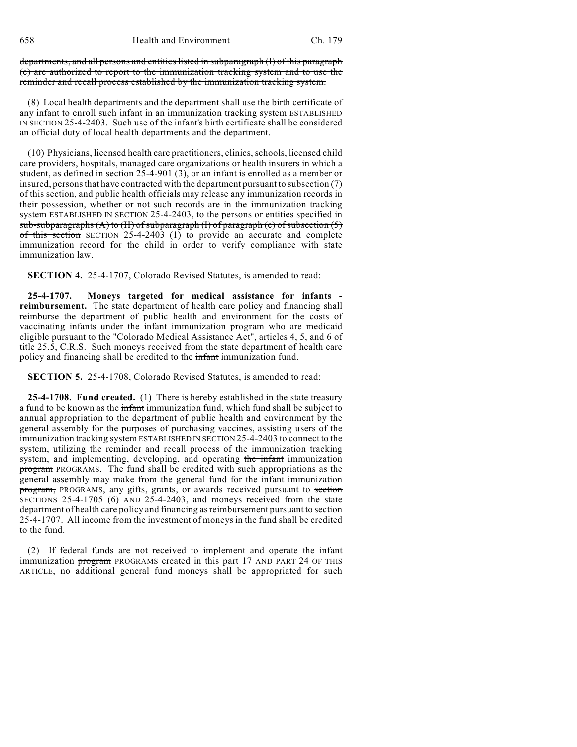~~departments, and all persons and entities listed in subparagraph (I) of this paragraph (c) are authorized to report to the immunization tracking system and to use the reminder and recall process established by the immunization tracking system.~~

(8) Local health departments and the department shall use the birth certificate of any infant to enroll such infant in an immunization tracking system ESTABLISHED IN SECTION 25-4-2403. Such use of the infant's birth certificate shall be considered an official duty of local health departments and the department.

(10) Physicians, licensed health care practitioners, clinics, schools, licensed child care providers, hospitals, managed care organizations or health insurers in which a student, as defined in section 25-4-901 (3), or an infant is enrolled as a member or insured, persons that have contracted with the department pursuant to subsection (7) of this section, and public health officials may release any immunization records in their possession, whether or not such records are in the immunization tracking system ESTABLISHED IN SECTION 25-4-2403, to the persons or entities specified in ~~sub-subparagraphs (A) to (H) of subparagraph (I) of paragraph (c) of subsection (5) of this section~~ SECTION 25-4-2403 (1) to provide an accurate and complete immunization record for the child in order to verify compliance with state immunization law.

**SECTION 4.** 25-4-1707, Colorado Revised Statutes, is amended to read:

**25-4-1707. Moneys targeted for medical assistance for infants - reimbursement.** The state department of health care policy and financing shall reimburse the department of public health and environment for the costs of vaccinating infants under the infant immunization program who are medicaid eligible pursuant to the "Colorado Medical Assistance Act", articles 4, 5, and 6 of title 25.5, C.R.S. Such moneys received from the state department of health care policy and financing shall be credited to the ~~infant~~ immunization fund.

**SECTION 5.** 25-4-1708, Colorado Revised Statutes, is amended to read:

**25-4-1708. Fund created.** (1) There is hereby established in the state treasury a fund to be known as the ~~infant~~ immunization fund, which fund shall be subject to annual appropriation to the department of public health and environment by the general assembly for the purposes of purchasing vaccines, assisting users of the immunization tracking system ESTABLISHED IN SECTION 25-4-2403 to connect to the system, utilizing the reminder and recall process of the immunization tracking system, and implementing, developing, and operating ~~the infant~~ immunization ~~program~~ PROGRAMS. The fund shall be credited with such appropriations as the general assembly may make from the general fund for ~~the infant~~ immunization ~~program,~~ PROGRAMS, any gifts, grants, or awards received pursuant to ~~section~~ SECTIONS 25-4-1705 (6) AND 25-4-2403, and moneys received from the state department of health care policy and financing as reimbursement pursuant to section 25-4-1707. All income from the investment of moneys in the fund shall be credited to the fund.

(2) If federal funds are not received to implement and operate the ~~infant~~ immunization ~~program~~ PROGRAMS created in this part 17 AND PART 24 OF THIS ARTICLE, no additional general fund moneys shall be appropriated for such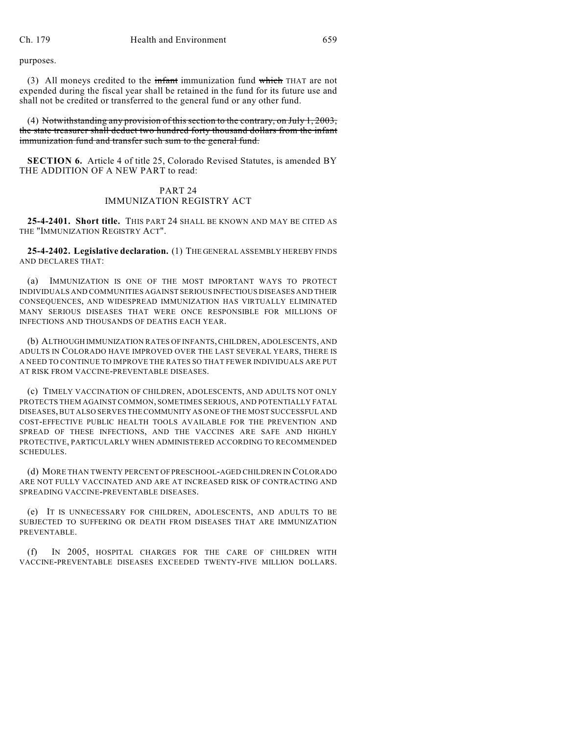purposes.

(3) All moneys credited to the ~~infant~~ immunization fund ~~which~~ THAT are not expended during the fiscal year shall be retained in the fund for its future use and shall not be credited or transferred to the general fund or any other fund.

(4) ~~Notwithstanding any provision of this section to the contrary, on July 1, 2003, the state treasurer shall deduct two hundred forty thousand dollars from the infant immunization fund and transfer such sum to the general fund.~~

**SECTION 6.** Article 4 of title 25, Colorado Revised Statutes, is amended BY THE ADDITION OF A NEW PART to read:

PART 24
IMMUNIZATION REGISTRY ACT

**25-4-2401. Short title.** THIS PART 24 SHALL BE KNOWN AND MAY BE CITED AS THE "IMMUNIZATION REGISTRY ACT".

**25-4-2402. Legislative declaration.** (1) THE GENERAL ASSEMBLY HEREBY FINDS AND DECLARES THAT:

(a) IMMUNIZATION IS ONE OF THE MOST IMPORTANT WAYS TO PROTECT INDIVIDUALS AND COMMUNITIES AGAINST SERIOUS INFECTIOUS DISEASES AND THEIR CONSEQUENCES, AND WIDESPREAD IMMUNIZATION HAS VIRTUALLY ELIMINATED MANY SERIOUS DISEASES THAT WERE ONCE RESPONSIBLE FOR MILLIONS OF INFECTIONS AND THOUSANDS OF DEATHS EACH YEAR.

(b) ALTHOUGH IMMUNIZATION RATES OF INFANTS, CHILDREN, ADOLESCENTS, AND ADULTS IN COLORADO HAVE IMPROVED OVER THE LAST SEVERAL YEARS, THERE IS A NEED TO CONTINUE TO IMPROVE THE RATES SO THAT FEWER INDIVIDUALS ARE PUT AT RISK FROM VACCINE-PREVENTABLE DISEASES.

(c) TIMELY VACCINATION OF CHILDREN, ADOLESCENTS, AND ADULTS NOT ONLY PROTECTS THEM AGAINST COMMON, SOMETIMES SERIOUS, AND POTENTIALLY FATAL DISEASES, BUT ALSO SERVES THE COMMUNITY AS ONE OF THE MOST SUCCESSFUL AND COST-EFFECTIVE PUBLIC HEALTH TOOLS AVAILABLE FOR THE PREVENTION AND SPREAD OF THESE INFECTIONS, AND THE VACCINES ARE SAFE AND HIGHLY PROTECTIVE, PARTICULARLY WHEN ADMINISTERED ACCORDING TO RECOMMENDED SCHEDULES.

(d) MORE THAN TWENTY PERCENT OF PRESCHOOL-AGED CHILDREN IN COLORADO ARE NOT FULLY VACCINATED AND ARE AT INCREASED RISK OF CONTRACTING AND SPREADING VACCINE-PREVENTABLE DISEASES.

(e) IT IS UNNECESSARY FOR CHILDREN, ADOLESCENTS, AND ADULTS TO BE SUBJECTED TO SUFFERING OR DEATH FROM DISEASES THAT ARE IMMUNIZATION PREVENTABLE.

(f) IN 2005, HOSPITAL CHARGES FOR THE CARE OF CHILDREN WITH VACCINE-PREVENTABLE DISEASES EXCEEDED TWENTY-FIVE MILLION DOLLARS.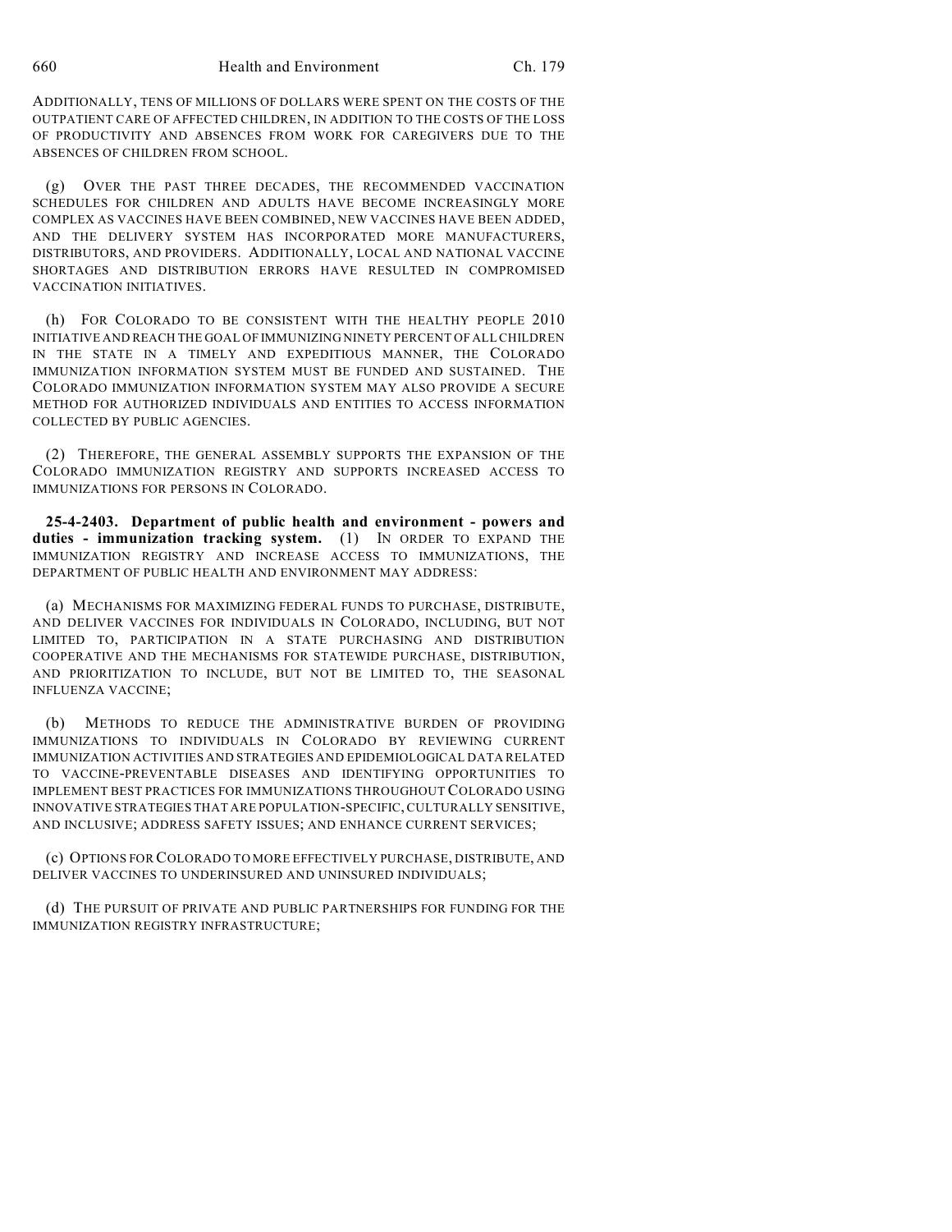ADDITIONALLY, TENS OF MILLIONS OF DOLLARS WERE SPENT ON THE COSTS OF THE OUTPATIENT CARE OF AFFECTED CHILDREN, IN ADDITION TO THE COSTS OF THE LOSS OF PRODUCTIVITY AND ABSENCES FROM WORK FOR CAREGIVERS DUE TO THE ABSENCES OF CHILDREN FROM SCHOOL.

(g) OVER THE PAST THREE DECADES, THE RECOMMENDED VACCINATION SCHEDULES FOR CHILDREN AND ADULTS HAVE BECOME INCREASINGLY MORE COMPLEX AS VACCINES HAVE BEEN COMBINED, NEW VACCINES HAVE BEEN ADDED, AND THE DELIVERY SYSTEM HAS INCORPORATED MORE MANUFACTURERS, DISTRIBUTORS, AND PROVIDERS. ADDITIONALLY, LOCAL AND NATIONAL VACCINE SHORTAGES AND DISTRIBUTION ERRORS HAVE RESULTED IN COMPROMISED VACCINATION INITIATIVES.

(h) FOR COLORADO TO BE CONSISTENT WITH THE HEALTHY PEOPLE 2010 INITIATIVE AND REACH THE GOAL OF IMMUNIZING NINETY PERCENT OF ALL CHILDREN IN THE STATE IN A TIMELY AND EXPEDITIOUS MANNER, THE COLORADO IMMUNIZATION INFORMATION SYSTEM MUST BE FUNDED AND SUSTAINED. THE COLORADO IMMUNIZATION INFORMATION SYSTEM MAY ALSO PROVIDE A SECURE METHOD FOR AUTHORIZED INDIVIDUALS AND ENTITIES TO ACCESS INFORMATION COLLECTED BY PUBLIC AGENCIES.

(2) THEREFORE, THE GENERAL ASSEMBLY SUPPORTS THE EXPANSION OF THE COLORADO IMMUNIZATION REGISTRY AND SUPPORTS INCREASED ACCESS TO IMMUNIZATIONS FOR PERSONS IN COLORADO.

**25-4-2403. Department of public health and environment - powers and duties - immunization tracking system.** (1) IN ORDER TO EXPAND THE IMMUNIZATION REGISTRY AND INCREASE ACCESS TO IMMUNIZATIONS, THE DEPARTMENT OF PUBLIC HEALTH AND ENVIRONMENT MAY ADDRESS:

(a) MECHANISMS FOR MAXIMIZING FEDERAL FUNDS TO PURCHASE, DISTRIBUTE, AND DELIVER VACCINES FOR INDIVIDUALS IN COLORADO, INCLUDING, BUT NOT LIMITED TO, PARTICIPATION IN A STATE PURCHASING AND DISTRIBUTION COOPERATIVE AND THE MECHANISMS FOR STATEWIDE PURCHASE, DISTRIBUTION, AND PRIORITIZATION TO INCLUDE, BUT NOT BE LIMITED TO, THE SEASONAL INFLUENZA VACCINE;

(b) METHODS TO REDUCE THE ADMINISTRATIVE BURDEN OF PROVIDING IMMUNIZATIONS TO INDIVIDUALS IN COLORADO BY REVIEWING CURRENT IMMUNIZATION ACTIVITIES AND STRATEGIES AND EPIDEMIOLOGICAL DATA RELATED TO VACCINE-PREVENTABLE DISEASES AND IDENTIFYING OPPORTUNITIES TO IMPLEMENT BEST PRACTICES FOR IMMUNIZATIONS THROUGHOUT COLORADO USING INNOVATIVE STRATEGIES THAT ARE POPULATION-SPECIFIC, CULTURALLY SENSITIVE, AND INCLUSIVE; ADDRESS SAFETY ISSUES; AND ENHANCE CURRENT SERVICES;

(c) OPTIONS FOR COLORADO TO MORE EFFECTIVELY PURCHASE, DISTRIBUTE, AND DELIVER VACCINES TO UNDERINSURED AND UNINSURED INDIVIDUALS;

(d) THE PURSUIT OF PRIVATE AND PUBLIC PARTNERSHIPS FOR FUNDING FOR THE IMMUNIZATION REGISTRY INFRASTRUCTURE;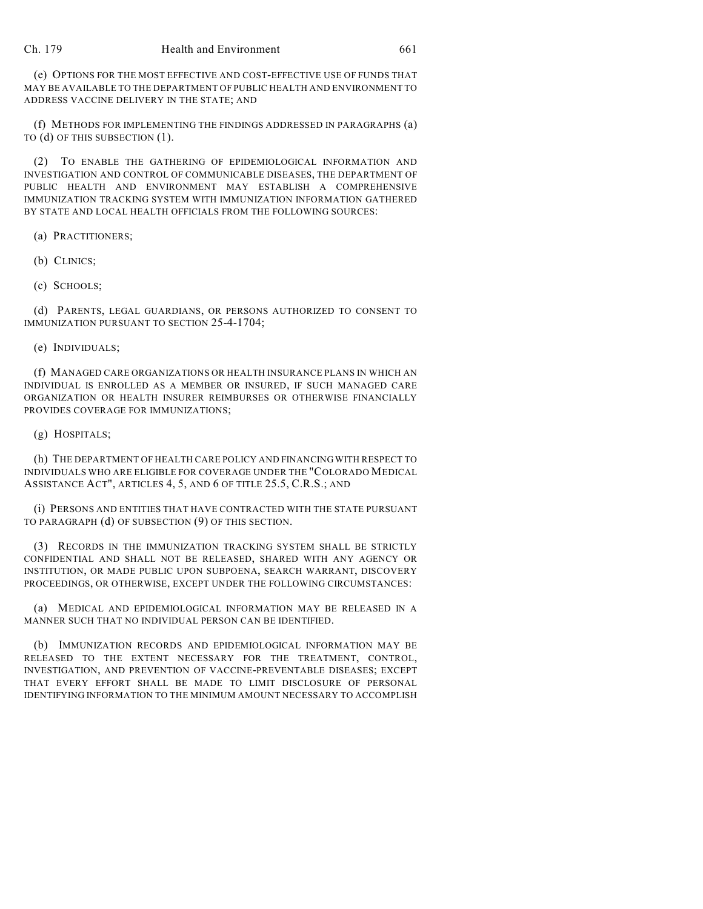(e) OPTIONS FOR THE MOST EFFECTIVE AND COST-EFFECTIVE USE OF FUNDS THAT MAY BE AVAILABLE TO THE DEPARTMENT OF PUBLIC HEALTH AND ENVIRONMENT TO ADDRESS VACCINE DELIVERY IN THE STATE; AND

(f) METHODS FOR IMPLEMENTING THE FINDINGS ADDRESSED IN PARAGRAPHS (a) TO (d) OF THIS SUBSECTION (1).

(2) TO ENABLE THE GATHERING OF EPIDEMIOLOGICAL INFORMATION AND INVESTIGATION AND CONTROL OF COMMUNICABLE DISEASES, THE DEPARTMENT OF PUBLIC HEALTH AND ENVIRONMENT MAY ESTABLISH A COMPREHENSIVE IMMUNIZATION TRACKING SYSTEM WITH IMMUNIZATION INFORMATION GATHERED BY STATE AND LOCAL HEALTH OFFICIALS FROM THE FOLLOWING SOURCES:

(a) PRACTITIONERS;

(b) CLINICS;

(c) SCHOOLS;

(d) PARENTS, LEGAL GUARDIANS, OR PERSONS AUTHORIZED TO CONSENT TO IMMUNIZATION PURSUANT TO SECTION 25-4-1704;

(e) INDIVIDUALS;

(f) MANAGED CARE ORGANIZATIONS OR HEALTH INSURANCE PLANS IN WHICH AN INDIVIDUAL IS ENROLLED AS A MEMBER OR INSURED, IF SUCH MANAGED CARE ORGANIZATION OR HEALTH INSURER REIMBURSES OR OTHERWISE FINANCIALLY PROVIDES COVERAGE FOR IMMUNIZATIONS;

(g) HOSPITALS;

(h) THE DEPARTMENT OF HEALTH CARE POLICY AND FINANCING WITH RESPECT TO INDIVIDUALS WHO ARE ELIGIBLE FOR COVERAGE UNDER THE "COLORADO MEDICAL ASSISTANCE ACT", ARTICLES 4, 5, AND 6 OF TITLE 25.5, C.R.S.; AND

(i) PERSONS AND ENTITIES THAT HAVE CONTRACTED WITH THE STATE PURSUANT TO PARAGRAPH (d) OF SUBSECTION (9) OF THIS SECTION.

(3) RECORDS IN THE IMMUNIZATION TRACKING SYSTEM SHALL BE STRICTLY CONFIDENTIAL AND SHALL NOT BE RELEASED, SHARED WITH ANY AGENCY OR INSTITUTION, OR MADE PUBLIC UPON SUBPOENA, SEARCH WARRANT, DISCOVERY PROCEEDINGS, OR OTHERWISE, EXCEPT UNDER THE FOLLOWING CIRCUMSTANCES:

(a) MEDICAL AND EPIDEMIOLOGICAL INFORMATION MAY BE RELEASED IN A MANNER SUCH THAT NO INDIVIDUAL PERSON CAN BE IDENTIFIED.

(b) IMMUNIZATION RECORDS AND EPIDEMIOLOGICAL INFORMATION MAY BE RELEASED TO THE EXTENT NECESSARY FOR THE TREATMENT, CONTROL, INVESTIGATION, AND PREVENTION OF VACCINE-PREVENTABLE DISEASES; EXCEPT THAT EVERY EFFORT SHALL BE MADE TO LIMIT DISCLOSURE OF PERSONAL IDENTIFYING INFORMATION TO THE MINIMUM AMOUNT NECESSARY TO ACCOMPLISH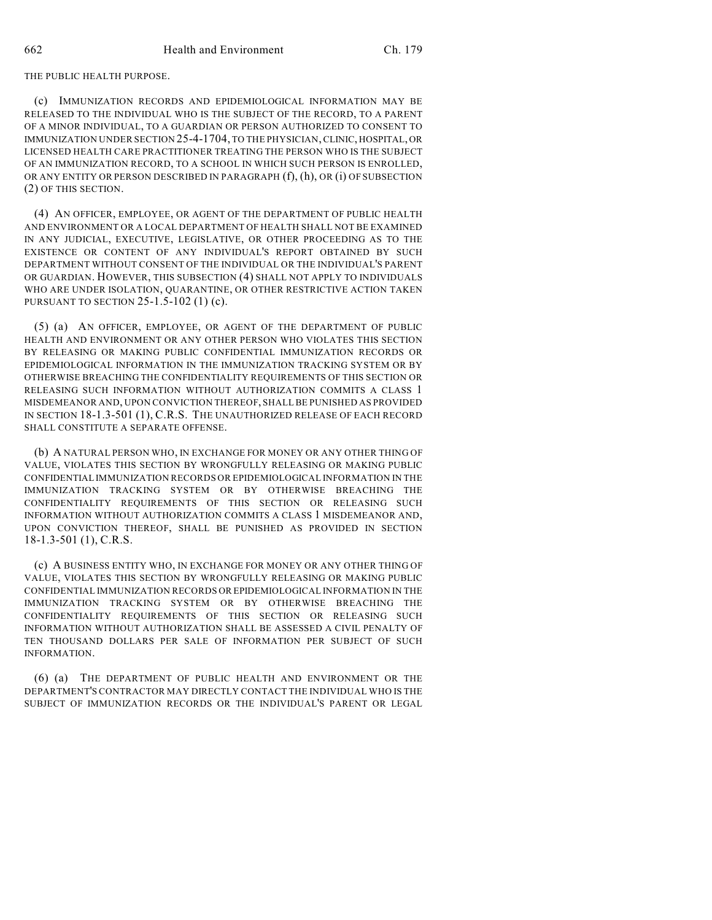THE PUBLIC HEALTH PURPOSE.

(c) IMMUNIZATION RECORDS AND EPIDEMIOLOGICAL INFORMATION MAY BE RELEASED TO THE INDIVIDUAL WHO IS THE SUBJECT OF THE RECORD, TO A PARENT OF A MINOR INDIVIDUAL, TO A GUARDIAN OR PERSON AUTHORIZED TO CONSENT TO IMMUNIZATION UNDER SECTION 25-4-1704, TO THE PHYSICIAN, CLINIC, HOSPITAL, OR LICENSED HEALTH CARE PRACTITIONER TREATING THE PERSON WHO IS THE SUBJECT OF AN IMMUNIZATION RECORD, TO A SCHOOL IN WHICH SUCH PERSON IS ENROLLED, OR ANY ENTITY OR PERSON DESCRIBED IN PARAGRAPH (f), (h), OR (i) OF SUBSECTION (2) OF THIS SECTION.

(4) AN OFFICER, EMPLOYEE, OR AGENT OF THE DEPARTMENT OF PUBLIC HEALTH AND ENVIRONMENT OR A LOCAL DEPARTMENT OF HEALTH SHALL NOT BE EXAMINED IN ANY JUDICIAL, EXECUTIVE, LEGISLATIVE, OR OTHER PROCEEDING AS TO THE EXISTENCE OR CONTENT OF ANY INDIVIDUAL'S REPORT OBTAINED BY SUCH DEPARTMENT WITHOUT CONSENT OF THE INDIVIDUAL OR THE INDIVIDUAL'S PARENT OR GUARDIAN. HOWEVER, THIS SUBSECTION (4) SHALL NOT APPLY TO INDIVIDUALS WHO ARE UNDER ISOLATION, QUARANTINE, OR OTHER RESTRICTIVE ACTION TAKEN PURSUANT TO SECTION 25-1.5-102 (1) (c).

(5) (a) AN OFFICER, EMPLOYEE, OR AGENT OF THE DEPARTMENT OF PUBLIC HEALTH AND ENVIRONMENT OR ANY OTHER PERSON WHO VIOLATES THIS SECTION BY RELEASING OR MAKING PUBLIC CONFIDENTIAL IMMUNIZATION RECORDS OR EPIDEMIOLOGICAL INFORMATION IN THE IMMUNIZATION TRACKING SYSTEM OR BY OTHERWISE BREACHING THE CONFIDENTIALITY REQUIREMENTS OF THIS SECTION OR RELEASING SUCH INFORMATION WITHOUT AUTHORIZATION COMMITS A CLASS 1 MISDEMEANOR AND, UPON CONVICTION THEREOF, SHALL BE PUNISHED AS PROVIDED IN SECTION 18-1.3-501 (1), C.R.S. THE UNAUTHORIZED RELEASE OF EACH RECORD SHALL CONSTITUTE A SEPARATE OFFENSE.

(b) A NATURAL PERSON WHO, IN EXCHANGE FOR MONEY OR ANY OTHER THING OF VALUE, VIOLATES THIS SECTION BY WRONGFULLY RELEASING OR MAKING PUBLIC CONFIDENTIAL IMMUNIZATION RECORDS OR EPIDEMIOLOGICAL INFORMATION IN THE IMMUNIZATION TRACKING SYSTEM OR BY OTHERWISE BREACHING THE CONFIDENTIALITY REQUIREMENTS OF THIS SECTION OR RELEASING SUCH INFORMATION WITHOUT AUTHORIZATION COMMITS A CLASS 1 MISDEMEANOR AND, UPON CONVICTION THEREOF, SHALL BE PUNISHED AS PROVIDED IN SECTION 18-1.3-501 (1), C.R.S.

(c) A BUSINESS ENTITY WHO, IN EXCHANGE FOR MONEY OR ANY OTHER THING OF VALUE, VIOLATES THIS SECTION BY WRONGFULLY RELEASING OR MAKING PUBLIC CONFIDENTIAL IMMUNIZATION RECORDS OR EPIDEMIOLOGICAL INFORMATION IN THE IMMUNIZATION TRACKING SYSTEM OR BY OTHERWISE BREACHING THE CONFIDENTIALITY REQUIREMENTS OF THIS SECTION OR RELEASING SUCH INFORMATION WITHOUT AUTHORIZATION SHALL BE ASSESSED A CIVIL PENALTY OF TEN THOUSAND DOLLARS PER SALE OF INFORMATION PER SUBJECT OF SUCH INFORMATION.

(6) (a) THE DEPARTMENT OF PUBLIC HEALTH AND ENVIRONMENT OR THE DEPARTMENT'S CONTRACTOR MAY DIRECTLY CONTACT THE INDIVIDUAL WHO IS THE SUBJECT OF IMMUNIZATION RECORDS OR THE INDIVIDUAL'S PARENT OR LEGAL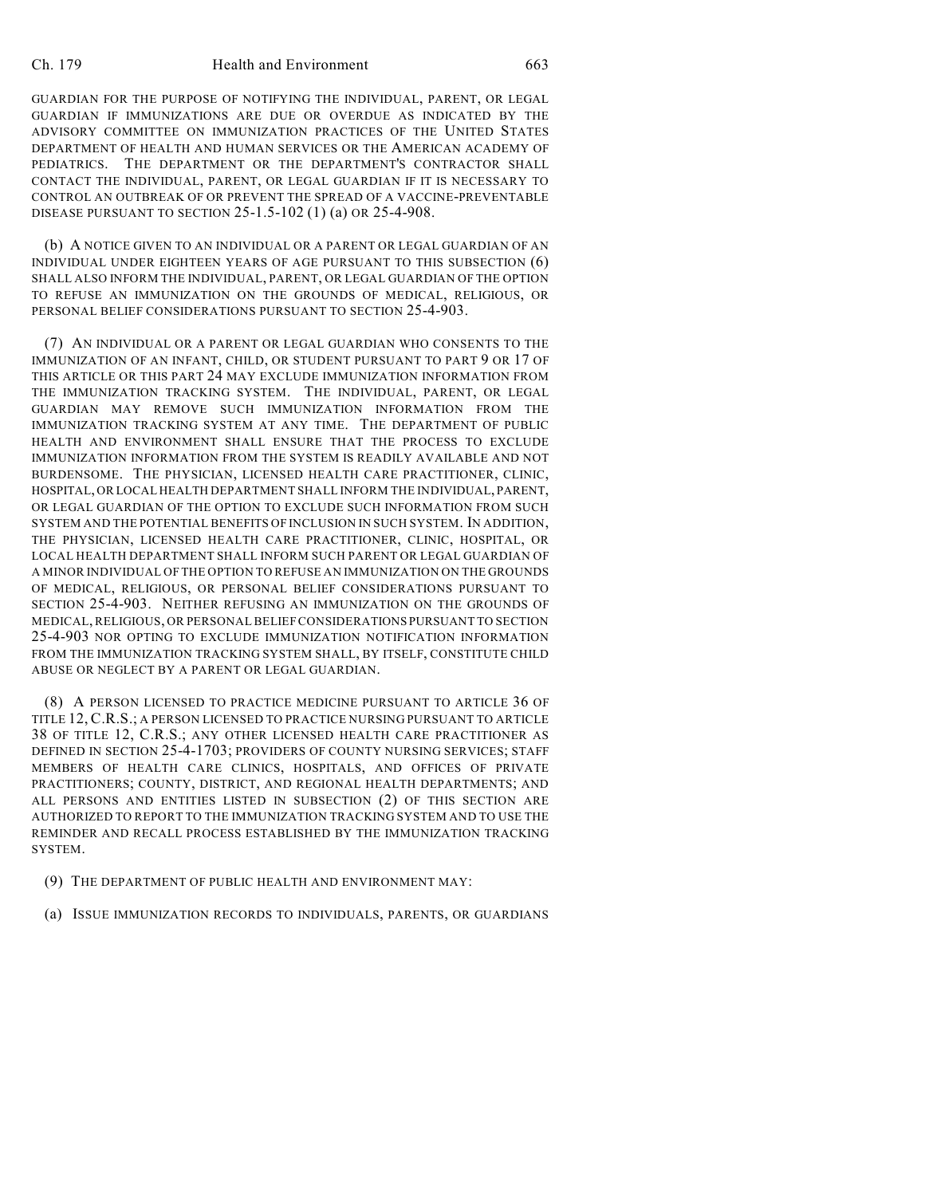GUARDIAN FOR THE PURPOSE OF NOTIFYING THE INDIVIDUAL, PARENT, OR LEGAL GUARDIAN IF IMMUNIZATIONS ARE DUE OR OVERDUE AS INDICATED BY THE ADVISORY COMMITTEE ON IMMUNIZATION PRACTICES OF THE UNITED STATES DEPARTMENT OF HEALTH AND HUMAN SERVICES OR THE AMERICAN ACADEMY OF PEDIATRICS. THE DEPARTMENT OR THE DEPARTMENT'S CONTRACTOR SHALL CONTACT THE INDIVIDUAL, PARENT, OR LEGAL GUARDIAN IF IT IS NECESSARY TO CONTROL AN OUTBREAK OF OR PREVENT THE SPREAD OF A VACCINE-PREVENTABLE DISEASE PURSUANT TO SECTION 25-1.5-102 (1) (a) OR 25-4-908.

(b) A NOTICE GIVEN TO AN INDIVIDUAL OR A PARENT OR LEGAL GUARDIAN OF AN INDIVIDUAL UNDER EIGHTEEN YEARS OF AGE PURSUANT TO THIS SUBSECTION (6) SHALL ALSO INFORM THE INDIVIDUAL, PARENT, OR LEGAL GUARDIAN OF THE OPTION TO REFUSE AN IMMUNIZATION ON THE GROUNDS OF MEDICAL, RELIGIOUS, OR PERSONAL BELIEF CONSIDERATIONS PURSUANT TO SECTION 25-4-903.

(7) AN INDIVIDUAL OR A PARENT OR LEGAL GUARDIAN WHO CONSENTS TO THE IMMUNIZATION OF AN INFANT, CHILD, OR STUDENT PURSUANT TO PART 9 OR 17 OF THIS ARTICLE OR THIS PART 24 MAY EXCLUDE IMMUNIZATION INFORMATION FROM THE IMMUNIZATION TRACKING SYSTEM. THE INDIVIDUAL, PARENT, OR LEGAL GUARDIAN MAY REMOVE SUCH IMMUNIZATION INFORMATION FROM THE IMMUNIZATION TRACKING SYSTEM AT ANY TIME. THE DEPARTMENT OF PUBLIC HEALTH AND ENVIRONMENT SHALL ENSURE THAT THE PROCESS TO EXCLUDE IMMUNIZATION INFORMATION FROM THE SYSTEM IS READILY AVAILABLE AND NOT BURDENSOME. THE PHYSICIAN, LICENSED HEALTH CARE PRACTITIONER, CLINIC, HOSPITAL, OR LOCAL HEALTH DEPARTMENT SHALL INFORM THE INDIVIDUAL, PARENT, OR LEGAL GUARDIAN OF THE OPTION TO EXCLUDE SUCH INFORMATION FROM SUCH SYSTEM AND THE POTENTIAL BENEFITS OF INCLUSION IN SUCH SYSTEM. IN ADDITION, THE PHYSICIAN, LICENSED HEALTH CARE PRACTITIONER, CLINIC, HOSPITAL, OR LOCAL HEALTH DEPARTMENT SHALL INFORM SUCH PARENT OR LEGAL GUARDIAN OF A MINOR INDIVIDUAL OF THE OPTION TO REFUSE AN IMMUNIZATION ON THE GROUNDS OF MEDICAL, RELIGIOUS, OR PERSONAL BELIEF CONSIDERATIONS PURSUANT TO SECTION 25-4-903. NEITHER REFUSING AN IMMUNIZATION ON THE GROUNDS OF MEDICAL, RELIGIOUS, OR PERSONAL BELIEF CONSIDERATIONS PURSUANT TO SECTION 25-4-903 NOR OPTING TO EXCLUDE IMMUNIZATION NOTIFICATION INFORMATION FROM THE IMMUNIZATION TRACKING SYSTEM SHALL, BY ITSELF, CONSTITUTE CHILD ABUSE OR NEGLECT BY A PARENT OR LEGAL GUARDIAN.

(8) A PERSON LICENSED TO PRACTICE MEDICINE PURSUANT TO ARTICLE 36 OF TITLE 12, C.R.S.; A PERSON LICENSED TO PRACTICE NURSING PURSUANT TO ARTICLE 38 OF TITLE 12, C.R.S.; ANY OTHER LICENSED HEALTH CARE PRACTITIONER AS DEFINED IN SECTION 25-4-1703; PROVIDERS OF COUNTY NURSING SERVICES; STAFF MEMBERS OF HEALTH CARE CLINICS, HOSPITALS, AND OFFICES OF PRIVATE PRACTITIONERS; COUNTY, DISTRICT, AND REGIONAL HEALTH DEPARTMENTS; AND ALL PERSONS AND ENTITIES LISTED IN SUBSECTION (2) OF THIS SECTION ARE AUTHORIZED TO REPORT TO THE IMMUNIZATION TRACKING SYSTEM AND TO USE THE REMINDER AND RECALL PROCESS ESTABLISHED BY THE IMMUNIZATION TRACKING SYSTEM.

(9) THE DEPARTMENT OF PUBLIC HEALTH AND ENVIRONMENT MAY:

(a) ISSUE IMMUNIZATION RECORDS TO INDIVIDUALS, PARENTS, OR GUARDIANS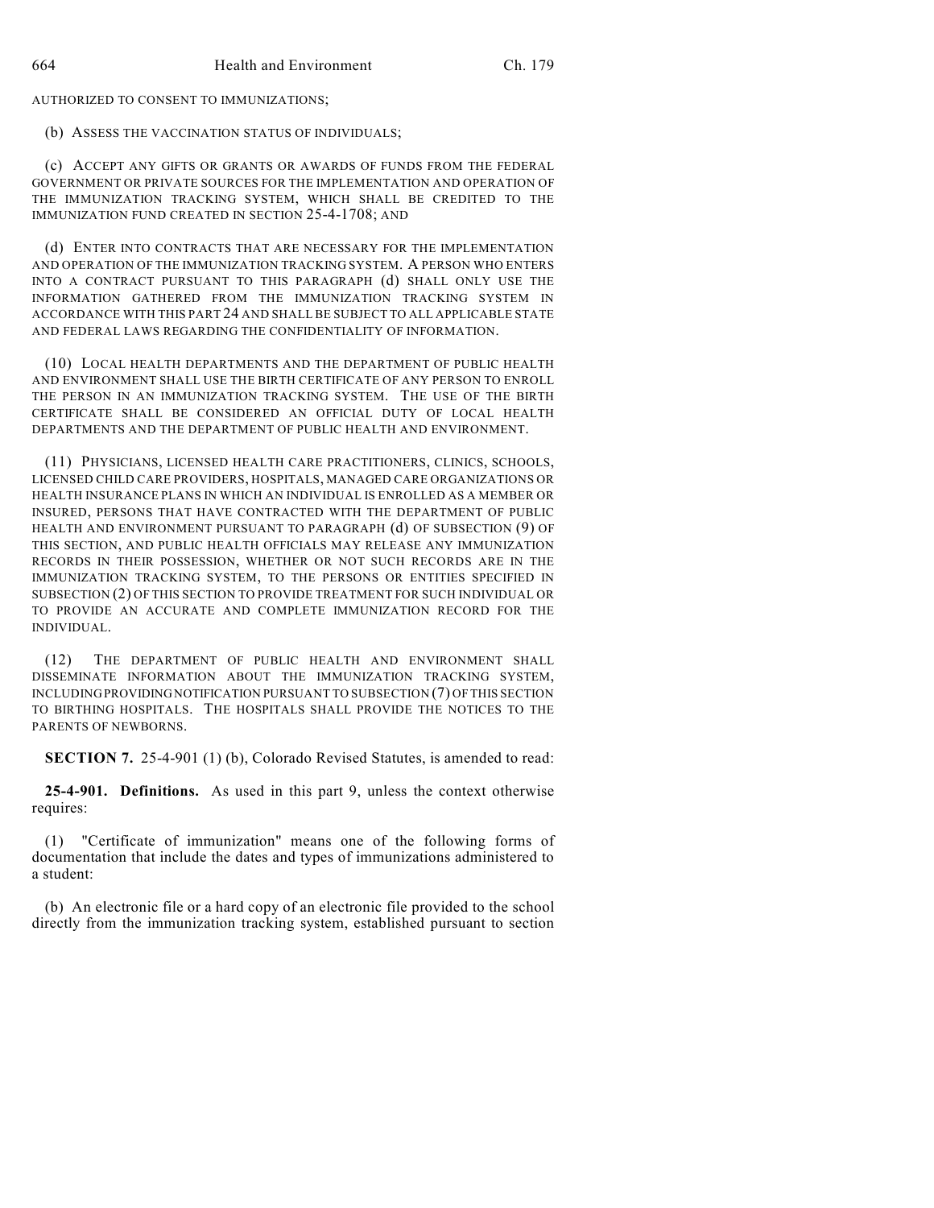AUTHORIZED TO CONSENT TO IMMUNIZATIONS;

(b) ASSESS THE VACCINATION STATUS OF INDIVIDUALS;

(c) ACCEPT ANY GIFTS OR GRANTS OR AWARDS OF FUNDS FROM THE FEDERAL GOVERNMENT OR PRIVATE SOURCES FOR THE IMPLEMENTATION AND OPERATION OF THE IMMUNIZATION TRACKING SYSTEM, WHICH SHALL BE CREDITED TO THE IMMUNIZATION FUND CREATED IN SECTION 25-4-1708; AND

(d) ENTER INTO CONTRACTS THAT ARE NECESSARY FOR THE IMPLEMENTATION AND OPERATION OF THE IMMUNIZATION TRACKING SYSTEM. A PERSON WHO ENTERS INTO A CONTRACT PURSUANT TO THIS PARAGRAPH (d) SHALL ONLY USE THE INFORMATION GATHERED FROM THE IMMUNIZATION TRACKING SYSTEM IN ACCORDANCE WITH THIS PART 24 AND SHALL BE SUBJECT TO ALL APPLICABLE STATE AND FEDERAL LAWS REGARDING THE CONFIDENTIALITY OF INFORMATION.

(10) LOCAL HEALTH DEPARTMENTS AND THE DEPARTMENT OF PUBLIC HEALTH AND ENVIRONMENT SHALL USE THE BIRTH CERTIFICATE OF ANY PERSON TO ENROLL THE PERSON IN AN IMMUNIZATION TRACKING SYSTEM. THE USE OF THE BIRTH CERTIFICATE SHALL BE CONSIDERED AN OFFICIAL DUTY OF LOCAL HEALTH DEPARTMENTS AND THE DEPARTMENT OF PUBLIC HEALTH AND ENVIRONMENT.

(11) PHYSICIANS, LICENSED HEALTH CARE PRACTITIONERS, CLINICS, SCHOOLS, LICENSED CHILD CARE PROVIDERS, HOSPITALS, MANAGED CARE ORGANIZATIONS OR HEALTH INSURANCE PLANS IN WHICH AN INDIVIDUAL IS ENROLLED AS A MEMBER OR INSURED, PERSONS THAT HAVE CONTRACTED WITH THE DEPARTMENT OF PUBLIC HEALTH AND ENVIRONMENT PURSUANT TO PARAGRAPH (d) OF SUBSECTION (9) OF THIS SECTION, AND PUBLIC HEALTH OFFICIALS MAY RELEASE ANY IMMUNIZATION RECORDS IN THEIR POSSESSION, WHETHER OR NOT SUCH RECORDS ARE IN THE IMMUNIZATION TRACKING SYSTEM, TO THE PERSONS OR ENTITIES SPECIFIED IN SUBSECTION (2) OF THIS SECTION TO PROVIDE TREATMENT FOR SUCH INDIVIDUAL OR TO PROVIDE AN ACCURATE AND COMPLETE IMMUNIZATION RECORD FOR THE INDIVIDUAL.

(12) THE DEPARTMENT OF PUBLIC HEALTH AND ENVIRONMENT SHALL DISSEMINATE INFORMATION ABOUT THE IMMUNIZATION TRACKING SYSTEM, INCLUDING PROVIDING NOTIFICATION PURSUANT TO SUBSECTION (7) OF THIS SECTION TO BIRTHING HOSPITALS. THE HOSPITALS SHALL PROVIDE THE NOTICES TO THE PARENTS OF NEWBORNS.

**SECTION 7.** 25-4-901 (1) (b), Colorado Revised Statutes, is amended to read:

**25-4-901. Definitions.** As used in this part 9, unless the context otherwise requires:

(1) "Certificate of immunization" means one of the following forms of documentation that include the dates and types of immunizations administered to a student:

(b) An electronic file or a hard copy of an electronic file provided to the school directly from the immunization tracking system, established pursuant to section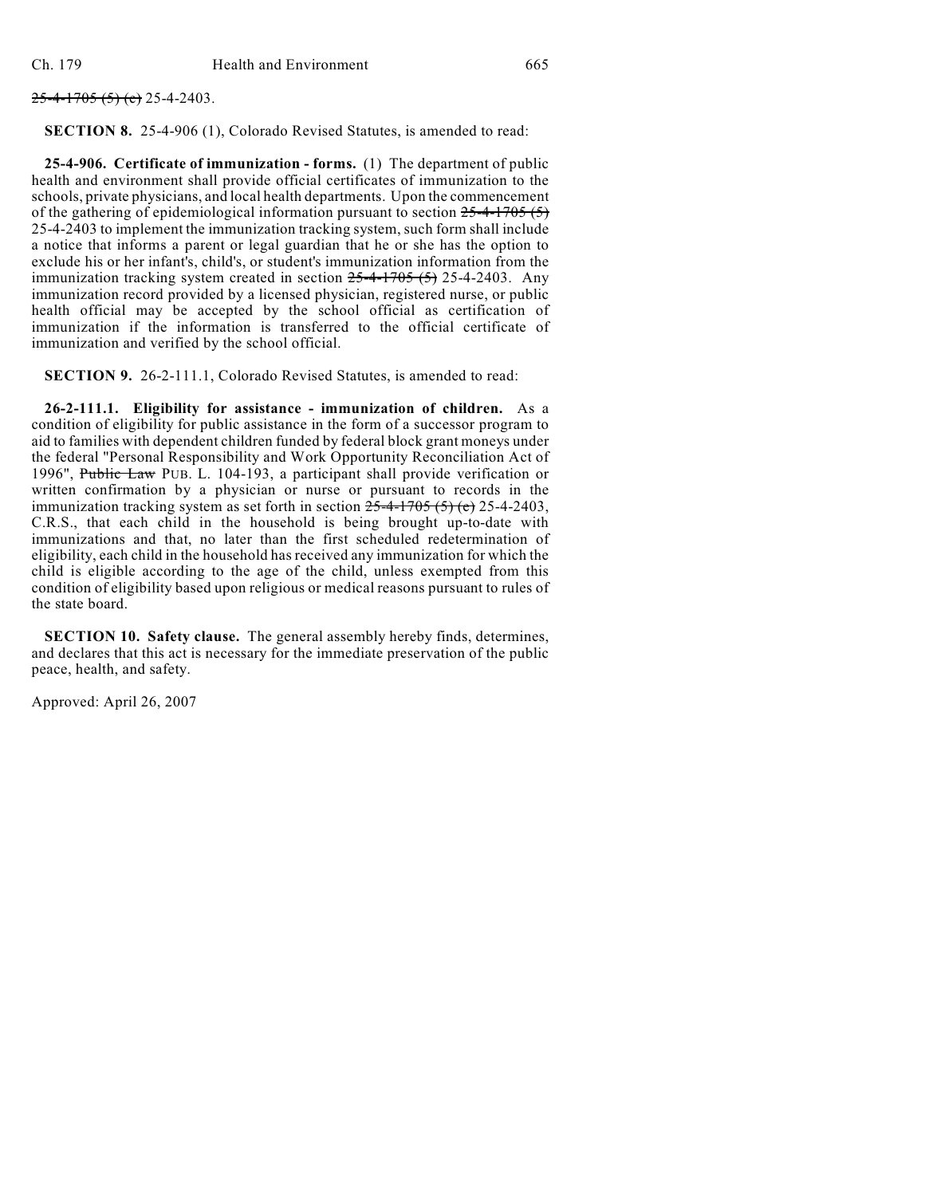~~25-4-1705 (5) (c)~~ 25-4-2403.

**SECTION 8.** 25-4-906 (1), Colorado Revised Statutes, is amended to read:

**25-4-906. Certificate of immunization - forms.** (1) The department of public health and environment shall provide official certificates of immunization to the schools, private physicians, and local health departments. Upon the commencement of the gathering of epidemiological information pursuant to section ~~25-4-1705 (5)~~ 25-4-2403 to implement the immunization tracking system, such form shall include a notice that informs a parent or legal guardian that he or she has the option to exclude his or her infant's, child's, or student's immunization information from the immunization tracking system created in section ~~25-4-1705 (5)~~ 25-4-2403. Any immunization record provided by a licensed physician, registered nurse, or public health official may be accepted by the school official as certification of immunization if the information is transferred to the official certificate of immunization and verified by the school official.

**SECTION 9.** 26-2-111.1, Colorado Revised Statutes, is amended to read:

**26-2-111.1. Eligibility for assistance - immunization of children.** As a condition of eligibility for public assistance in the form of a successor program to aid to families with dependent children funded by federal block grant moneys under the federal "Personal Responsibility and Work Opportunity Reconciliation Act of 1996", ~~Public Law~~ PUB. L. 104-193, a participant shall provide verification or written confirmation by a physician or nurse or pursuant to records in the immunization tracking system as set forth in section ~~25-4-1705 (5) (c)~~ 25-4-2403, C.R.S., that each child in the household is being brought up-to-date with immunizations and that, no later than the first scheduled redetermination of eligibility, each child in the household has received any immunization for which the child is eligible according to the age of the child, unless exempted from this condition of eligibility based upon religious or medical reasons pursuant to rules of the state board.

**SECTION 10. Safety clause.** The general assembly hereby finds, determines, and declares that this act is necessary for the immediate preservation of the public peace, health, and safety.

Approved: April 26, 2007